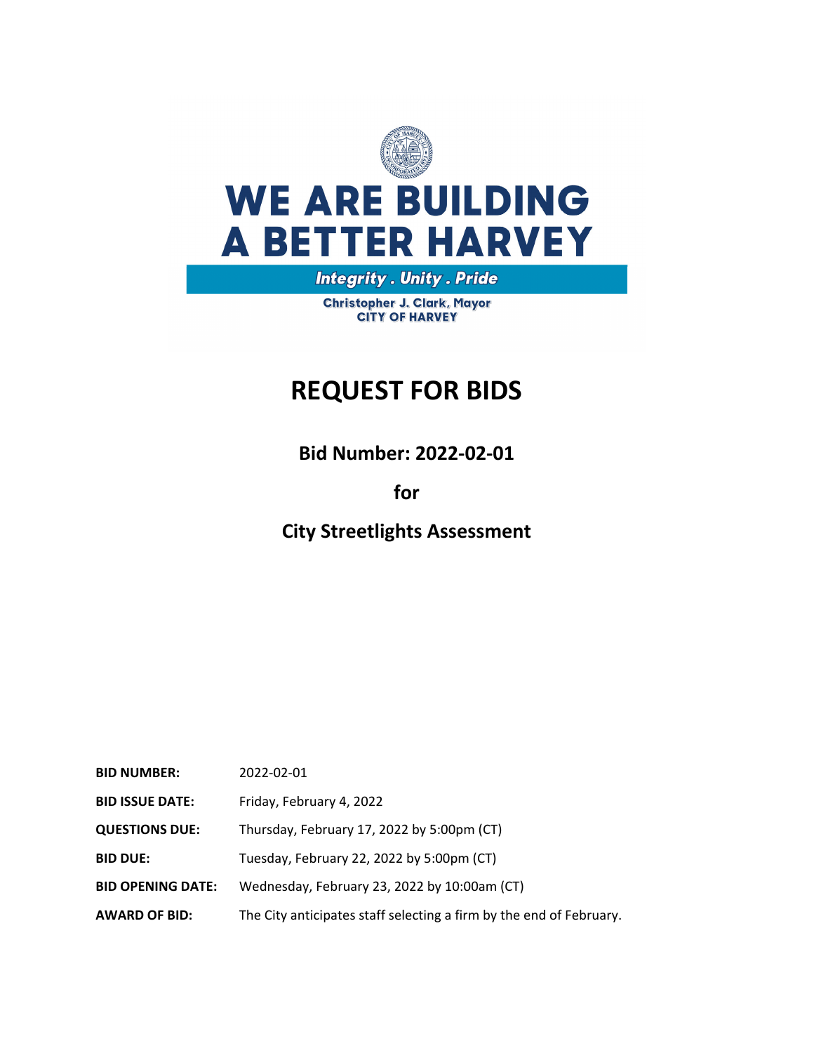# WE ARE BUILDING A BETTER HARVEY

***Integrity . Unity . Pride***

**Christopher J. Clark, Mayor**
**CITY OF HARVEY**

# REQUEST FOR BIDS

## Bid Number: 2022-02-01

## for

## City Streetlights Assessment

| | |
|---|---|
| **BID NUMBER:** | 2022-02-01 |
| **BID ISSUE DATE:** | Friday, February 4, 2022 |
| **QUESTIONS DUE:** | Thursday, February 17, 2022 by 5:00pm (CT) |
| **BID DUE:** | Tuesday, February 22, 2022 by 5:00pm (CT) |
| **BID OPENING DATE:** | Wednesday, February 23, 2022 by 10:00am (CT) |
| **AWARD OF BID:** | The City anticipates staff selecting a firm by the end of February. |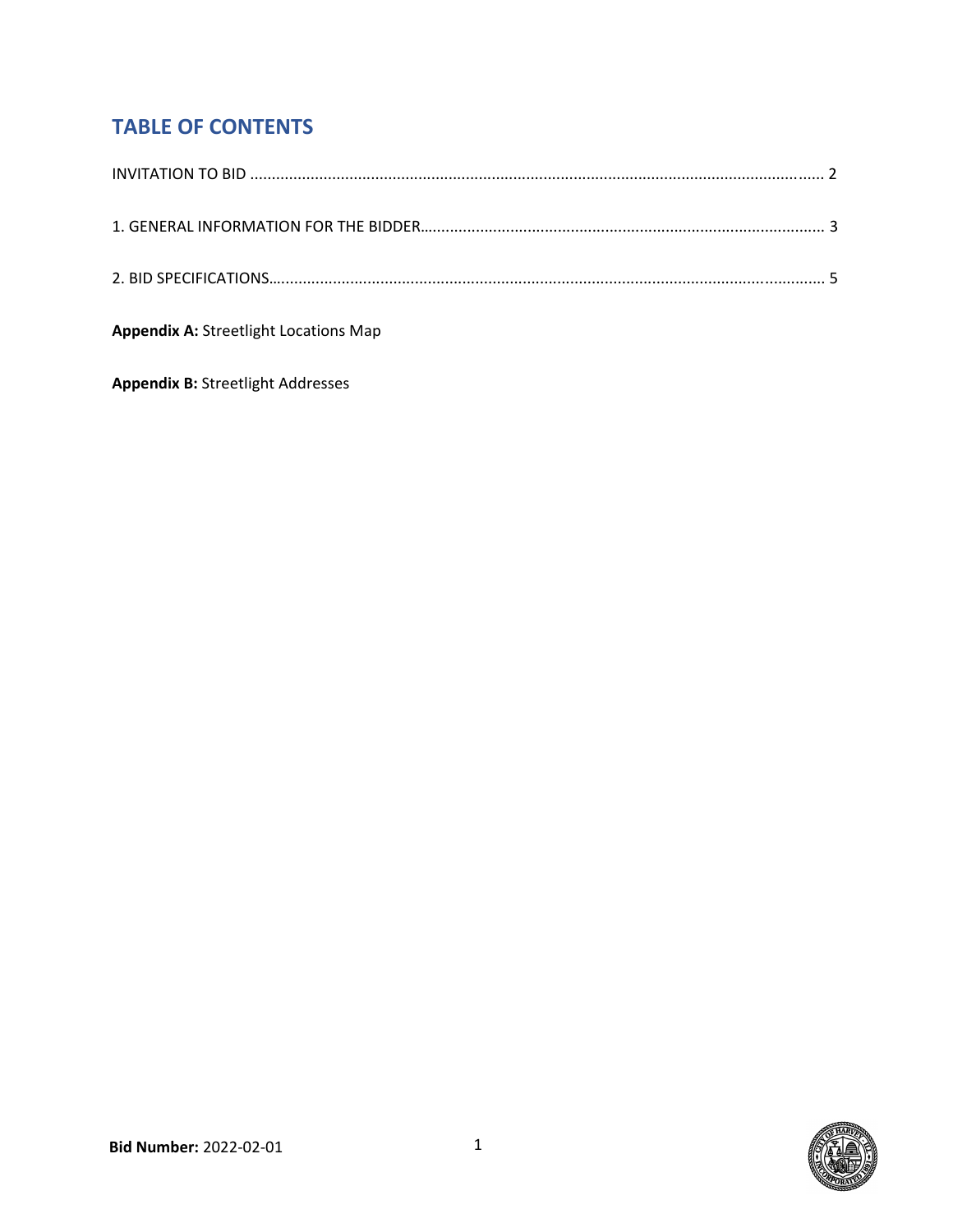# TABLE OF CONTENTS

INVITATION TO BID ........................................................................................................................ 2

1. GENERAL INFORMATION FOR THE BIDDER.............................................................................. 3

2. BID SPECIFICATIONS.................................................................................................................. 5

**Appendix A:** Streetlight Locations Map

**Appendix B:** Streetlight Addresses

**Bid Number:** 2022-02-01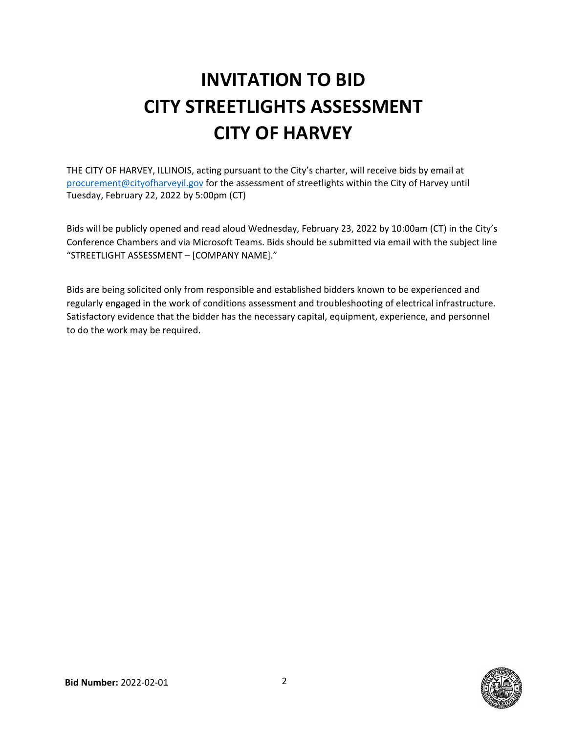# INVITATION TO BID
# CITY STREETLIGHTS ASSESSMENT
# CITY OF HARVEY

THE CITY OF HARVEY, ILLINOIS, acting pursuant to the City's charter, will receive bids by email at procurement@cityofharveyil.gov for the assessment of streetlights within the City of Harvey until Tuesday, February 22, 2022 by 5:00pm (CT)

Bids will be publicly opened and read aloud Wednesday, February 23, 2022 by 10:00am (CT) in the City's Conference Chambers and via Microsoft Teams. Bids should be submitted via email with the subject line "STREETLIGHT ASSESSMENT – [COMPANY NAME]."

Bids are being solicited only from responsible and established bidders known to be experienced and regularly engaged in the work of conditions assessment and troubleshooting of electrical infrastructure. Satisfactory evidence that the bidder has the necessary capital, equipment, experience, and personnel to do the work may be required.

**Bid Number:** 2022-02-01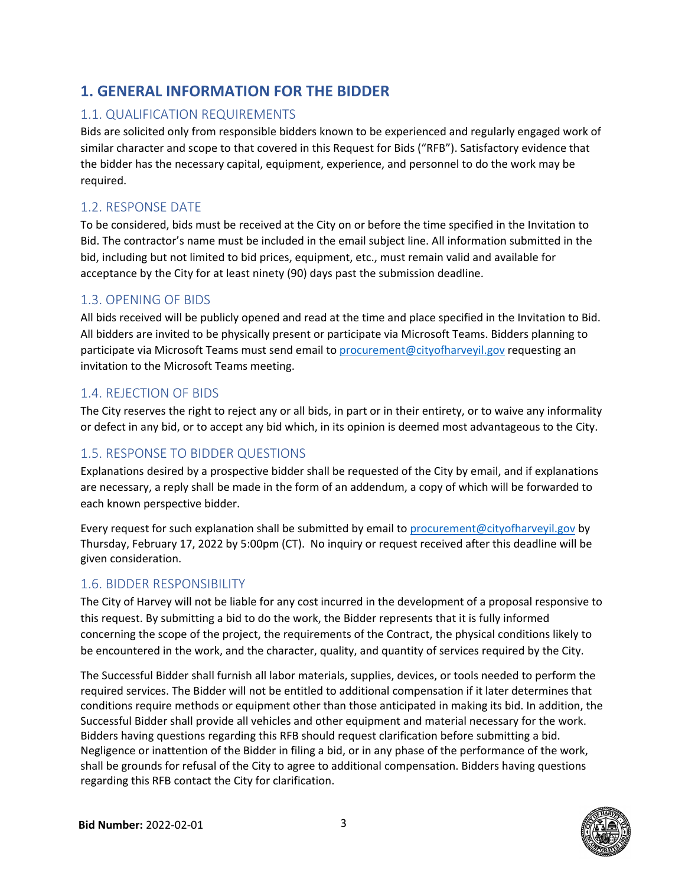# 1. GENERAL INFORMATION FOR THE BIDDER

## 1.1. QUALIFICATION REQUIREMENTS

Bids are solicited only from responsible bidders known to be experienced and regularly engaged work of similar character and scope to that covered in this Request for Bids ("RFB"). Satisfactory evidence that the bidder has the necessary capital, equipment, experience, and personnel to do the work may be required.

## 1.2. RESPONSE DATE

To be considered, bids must be received at the City on or before the time specified in the Invitation to Bid. The contractor's name must be included in the email subject line. All information submitted in the bid, including but not limited to bid prices, equipment, etc., must remain valid and available for acceptance by the City for at least ninety (90) days past the submission deadline.

## 1.3. OPENING OF BIDS

All bids received will be publicly opened and read at the time and place specified in the Invitation to Bid. All bidders are invited to be physically present or participate via Microsoft Teams. Bidders planning to participate via Microsoft Teams must send email to procurement@cityofharveyil.gov requesting an invitation to the Microsoft Teams meeting.

## 1.4. REJECTION OF BIDS

The City reserves the right to reject any or all bids, in part or in their entirety, or to waive any informality or defect in any bid, or to accept any bid which, in its opinion is deemed most advantageous to the City.

## 1.5. RESPONSE TO BIDDER QUESTIONS

Explanations desired by a prospective bidder shall be requested of the City by email, and if explanations are necessary, a reply shall be made in the form of an addendum, a copy of which will be forwarded to each known perspective bidder.

Every request for such explanation shall be submitted by email to procurement@cityofharveyil.gov by Thursday, February 17, 2022 by 5:00pm (CT). No inquiry or request received after this deadline will be given consideration.

## 1.6. BIDDER RESPONSIBILITY

The City of Harvey will not be liable for any cost incurred in the development of a proposal responsive to this request. By submitting a bid to do the work, the Bidder represents that it is fully informed concerning the scope of the project, the requirements of the Contract, the physical conditions likely to be encountered in the work, and the character, quality, and quantity of services required by the City.

The Successful Bidder shall furnish all labor materials, supplies, devices, or tools needed to perform the required services. The Bidder will not be entitled to additional compensation if it later determines that conditions require methods or equipment other than those anticipated in making its bid. In addition, the Successful Bidder shall provide all vehicles and other equipment and material necessary for the work. Bidders having questions regarding this RFB should request clarification before submitting a bid. Negligence or inattention of the Bidder in filing a bid, or in any phase of the performance of the work, shall be grounds for refusal of the City to agree to additional compensation. Bidders having questions regarding this RFB contact the City for clarification.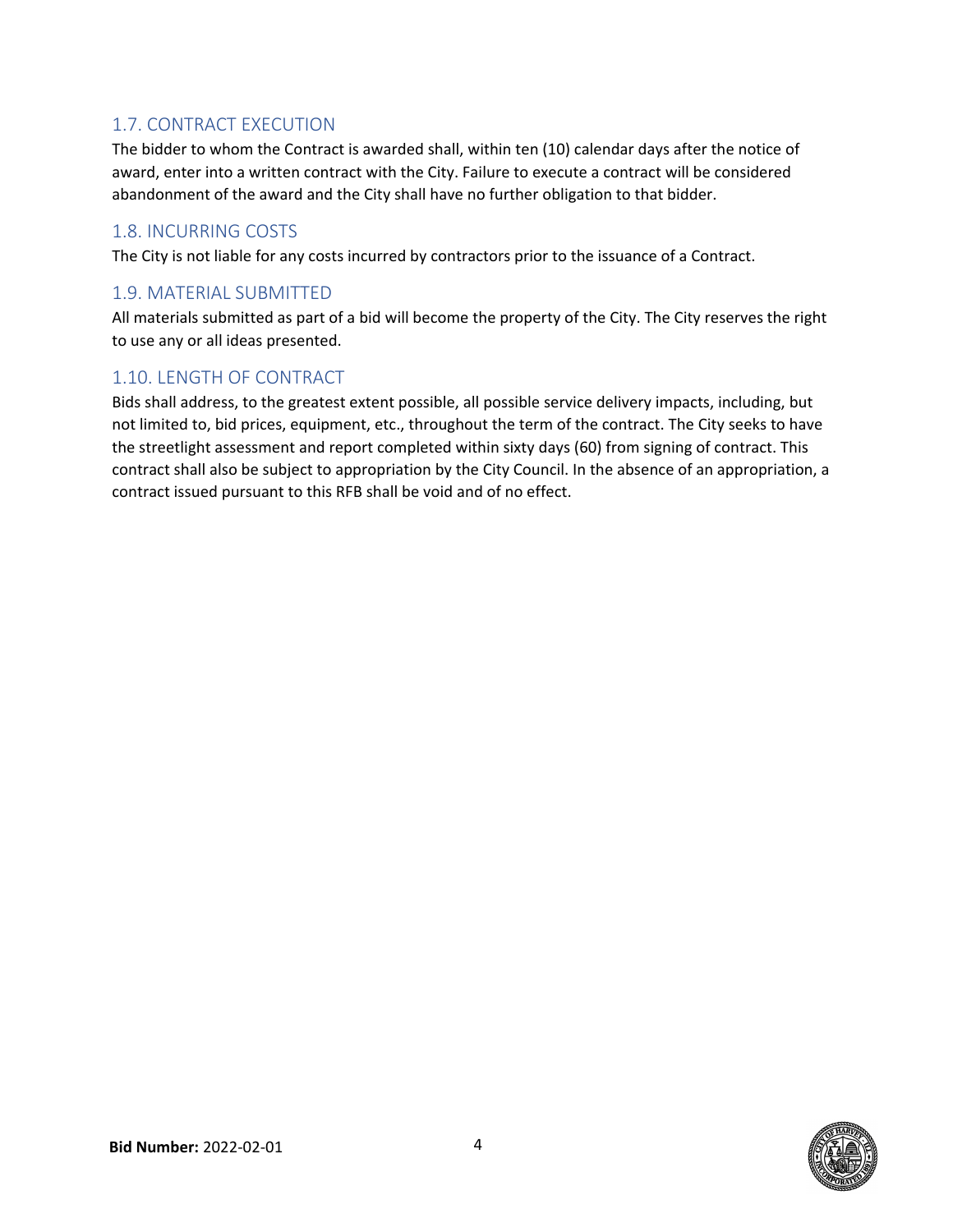## 1.7. CONTRACT EXECUTION

The bidder to whom the Contract is awarded shall, within ten (10) calendar days after the notice of award, enter into a written contract with the City. Failure to execute a contract will be considered abandonment of the award and the City shall have no further obligation to that bidder.

## 1.8. INCURRING COSTS

The City is not liable for any costs incurred by contractors prior to the issuance of a Contract.

## 1.9. MATERIAL SUBMITTED

All materials submitted as part of a bid will become the property of the City. The City reserves the right to use any or all ideas presented.

## 1.10. LENGTH OF CONTRACT

Bids shall address, to the greatest extent possible, all possible service delivery impacts, including, but not limited to, bid prices, equipment, etc., throughout the term of the contract. The City seeks to have the streetlight assessment and report completed within sixty days (60) from signing of contract. This contract shall also be subject to appropriation by the City Council. In the absence of an appropriation, a contract issued pursuant to this RFB shall be void and of no effect.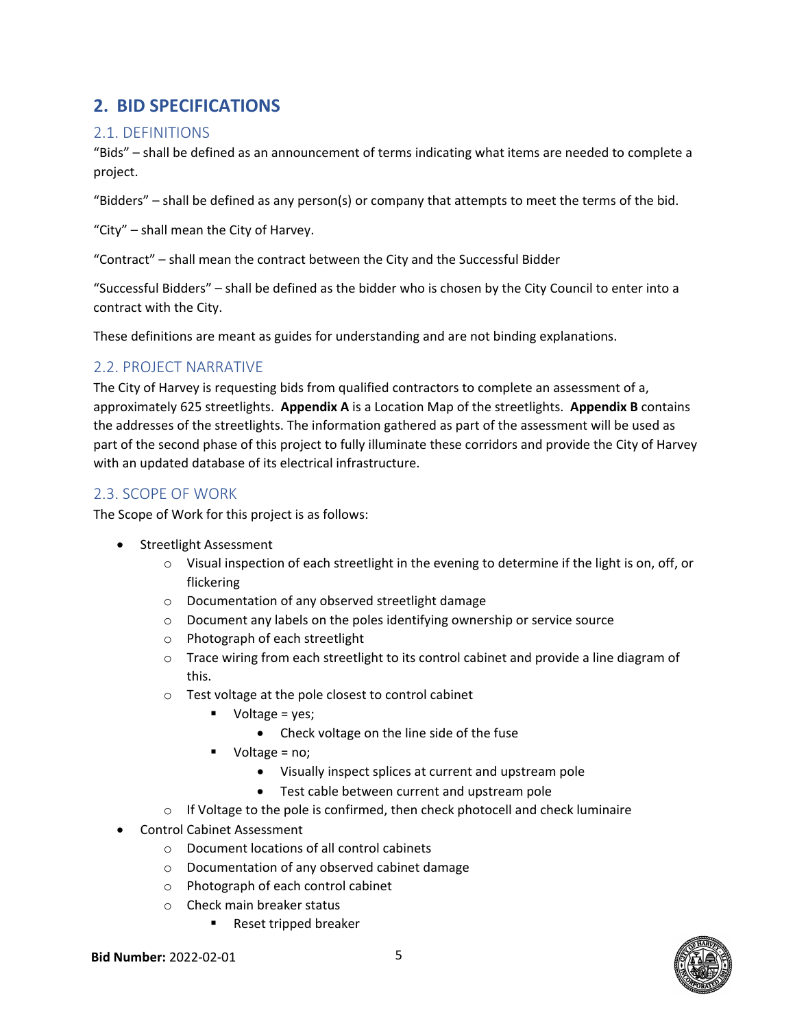# 2. BID SPECIFICATIONS

## 2.1. DEFINITIONS

"Bids" – shall be defined as an announcement of terms indicating what items are needed to complete a project.

"Bidders" – shall be defined as any person(s) or company that attempts to meet the terms of the bid.

"City" – shall mean the City of Harvey.

"Contract" – shall mean the contract between the City and the Successful Bidder

"Successful Bidders" – shall be defined as the bidder who is chosen by the City Council to enter into a contract with the City.

These definitions are meant as guides for understanding and are not binding explanations.

## 2.2. PROJECT NARRATIVE

The City of Harvey is requesting bids from qualified contractors to complete an assessment of a, approximately 625 streetlights. **Appendix A** is a Location Map of the streetlights. **Appendix B** contains the addresses of the streetlights. The information gathered as part of the assessment will be used as part of the second phase of this project to fully illuminate these corridors and provide the City of Harvey with an updated database of its electrical infrastructure.

## 2.3. SCOPE OF WORK

The Scope of Work for this project is as follows:

- Streetlight Assessment
  - Visual inspection of each streetlight in the evening to determine if the light is on, off, or flickering
  - Documentation of any observed streetlight damage
  - Document any labels on the poles identifying ownership or service source
  - Photograph of each streetlight
  - Trace wiring from each streetlight to its control cabinet and provide a line diagram of this.
  - Test voltage at the pole closest to control cabinet
    - Voltage = yes;
      - Check voltage on the line side of the fuse
    - Voltage = no;
      - Visually inspect splices at current and upstream pole
      - Test cable between current and upstream pole
  - If Voltage to the pole is confirmed, then check photocell and check luminaire
- Control Cabinet Assessment
  - Document locations of all control cabinets
  - Documentation of any observed cabinet damage
  - Photograph of each control cabinet
  - Check main breaker status
    - Reset tripped breaker

**Bid Number:** 2022-02-01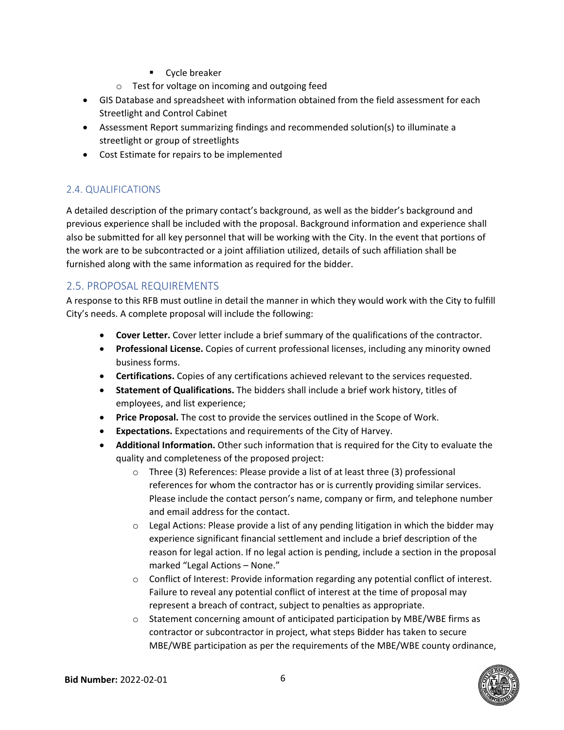- Cycle breaker
    - Test for voltage on incoming and outgoing feed
- GIS Database and spreadsheet with information obtained from the field assessment for each Streetlight and Control Cabinet
- Assessment Report summarizing findings and recommended solution(s) to illuminate a streetlight or group of streetlights
- Cost Estimate for repairs to be implemented

## 2.4. QUALIFICATIONS

A detailed description of the primary contact's background, as well as the bidder's background and previous experience shall be included with the proposal. Background information and experience shall also be submitted for all key personnel that will be working with the City. In the event that portions of the work are to be subcontracted or a joint affiliation utilized, details of such affiliation shall be furnished along with the same information as required for the bidder.

## 2.5. PROPOSAL REQUIREMENTS

A response to this RFB must outline in detail the manner in which they would work with the City to fulfill City's needs. A complete proposal will include the following:

- **Cover Letter.** Cover letter include a brief summary of the qualifications of the contractor.
- **Professional License.** Copies of current professional licenses, including any minority owned business forms.
- **Certifications.** Copies of any certifications achieved relevant to the services requested.
- **Statement of Qualifications.** The bidders shall include a brief work history, titles of employees, and list experience;
- **Price Proposal.** The cost to provide the services outlined in the Scope of Work.
- **Expectations.** Expectations and requirements of the City of Harvey.
- **Additional Information.** Other such information that is required for the City to evaluate the quality and completeness of the proposed project:
    - Three (3) References: Please provide a list of at least three (3) professional references for whom the contractor has or is currently providing similar services. Please include the contact person's name, company or firm, and telephone number and email address for the contact.
    - Legal Actions: Please provide a list of any pending litigation in which the bidder may experience significant financial settlement and include a brief description of the reason for legal action. If no legal action is pending, include a section in the proposal marked "Legal Actions – None."
    - Conflict of Interest: Provide information regarding any potential conflict of interest. Failure to reveal any potential conflict of interest at the time of proposal may represent a breach of contract, subject to penalties as appropriate.
    - Statement concerning amount of anticipated participation by MBE/WBE firms as contractor or subcontractor in project, what steps Bidder has taken to secure MBE/WBE participation as per the requirements of the MBE/WBE county ordinance,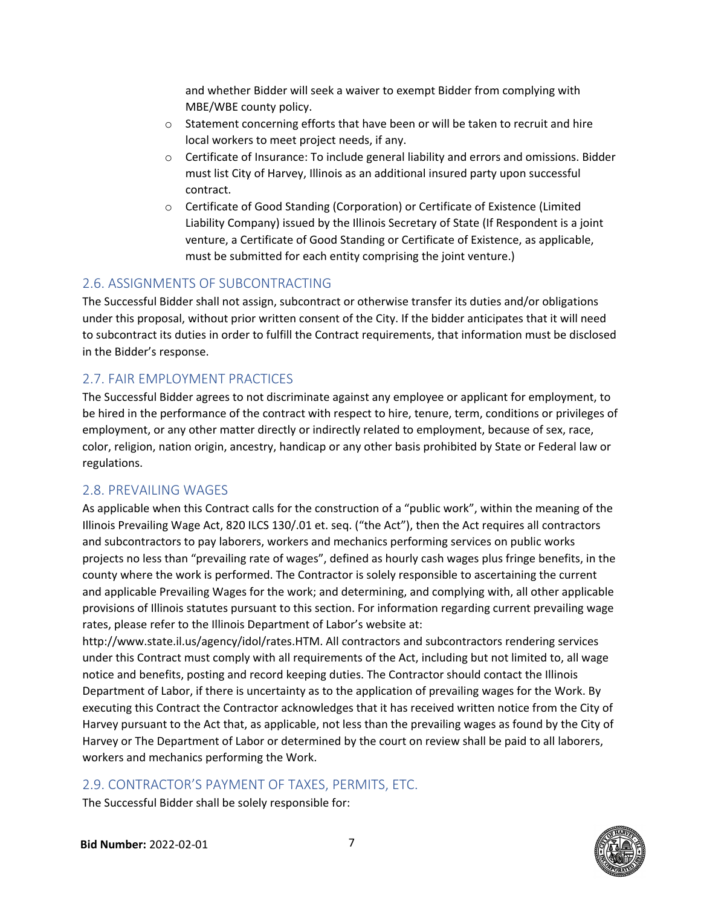and whether Bidder will seek a waiver to exempt Bidder from complying with MBE/WBE county policy.

- Statement concerning efforts that have been or will be taken to recruit and hire local workers to meet project needs, if any.
- Certificate of Insurance: To include general liability and errors and omissions. Bidder must list City of Harvey, Illinois as an additional insured party upon successful contract.
- Certificate of Good Standing (Corporation) or Certificate of Existence (Limited Liability Company) issued by the Illinois Secretary of State (If Respondent is a joint venture, a Certificate of Good Standing or Certificate of Existence, as applicable, must be submitted for each entity comprising the joint venture.)

## 2.6. ASSIGNMENTS OF SUBCONTRACTING

The Successful Bidder shall not assign, subcontract or otherwise transfer its duties and/or obligations under this proposal, without prior written consent of the City. If the bidder anticipates that it will need to subcontract its duties in order to fulfill the Contract requirements, that information must be disclosed in the Bidder's response.

## 2.7. FAIR EMPLOYMENT PRACTICES

The Successful Bidder agrees to not discriminate against any employee or applicant for employment, to be hired in the performance of the contract with respect to hire, tenure, term, conditions or privileges of employment, or any other matter directly or indirectly related to employment, because of sex, race, color, religion, nation origin, ancestry, handicap or any other basis prohibited by State or Federal law or regulations.

## 2.8. PREVAILING WAGES

As applicable when this Contract calls for the construction of a "public work", within the meaning of the Illinois Prevailing Wage Act, 820 ILCS 130/.01 et. seq. ("the Act"), then the Act requires all contractors and subcontractors to pay laborers, workers and mechanics performing services on public works projects no less than "prevailing rate of wages", defined as hourly cash wages plus fringe benefits, in the county where the work is performed. The Contractor is solely responsible to ascertaining the current and applicable Prevailing Wages for the work; and determining, and complying with, all other applicable provisions of Illinois statutes pursuant to this section. For information regarding current prevailing wage rates, please refer to the Illinois Department of Labor's website at: http://www.state.il.us/agency/idol/rates.HTM. All contractors and subcontractors rendering services under this Contract must comply with all requirements of the Act, including but not limited to, all wage notice and benefits, posting and record keeping duties. The Contractor should contact the Illinois Department of Labor, if there is uncertainty as to the application of prevailing wages for the Work. By executing this Contract the Contractor acknowledges that it has received written notice from the City of Harvey pursuant to the Act that, as applicable, not less than the prevailing wages as found by the City of Harvey or The Department of Labor or determined by the court on review shall be paid to all laborers, workers and mechanics performing the Work.

## 2.9. CONTRACTOR'S PAYMENT OF TAXES, PERMITS, ETC.

The Successful Bidder shall be solely responsible for: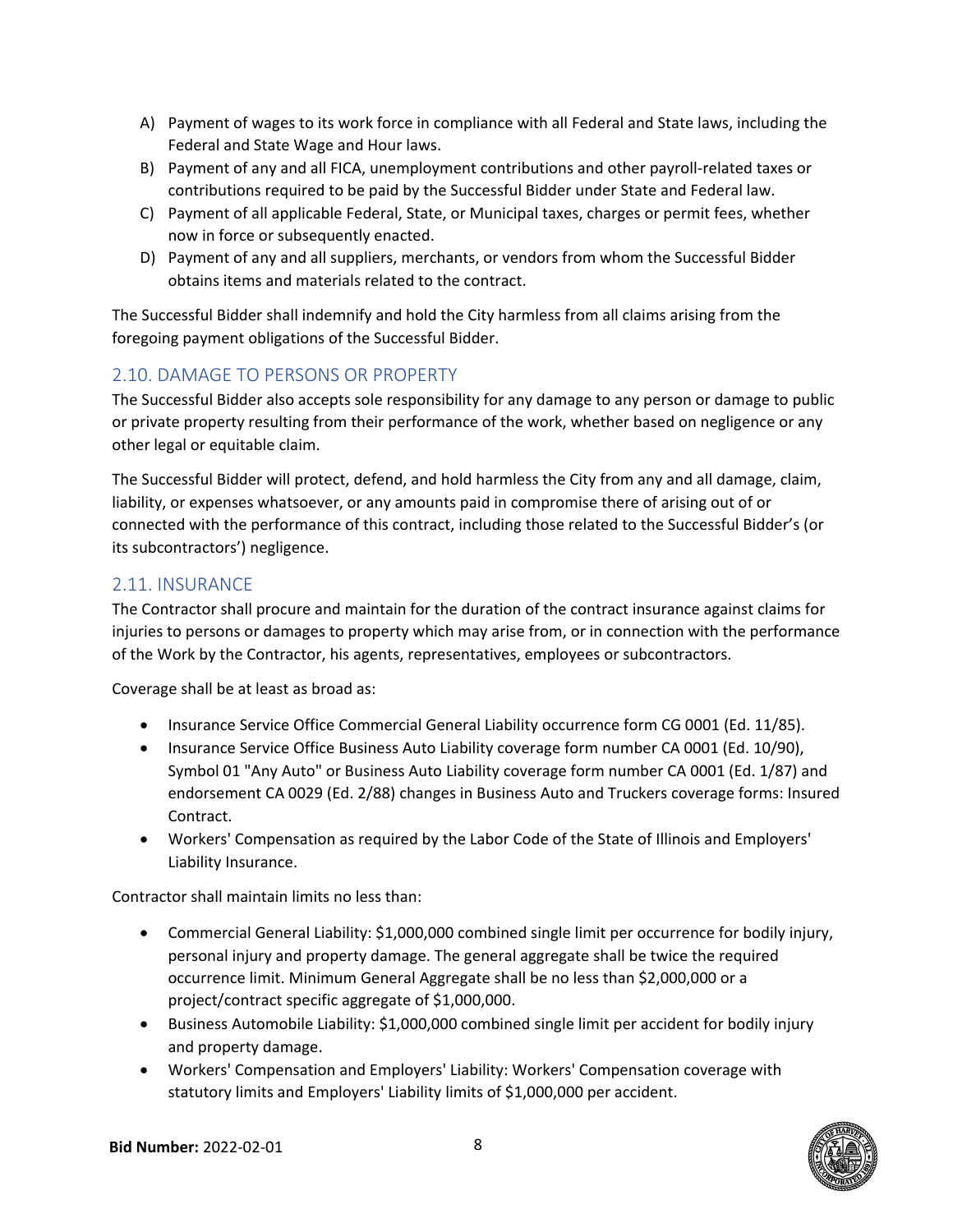A) Payment of wages to its work force in compliance with all Federal and State laws, including the Federal and State Wage and Hour laws.
B) Payment of any and all FICA, unemployment contributions and other payroll-related taxes or contributions required to be paid by the Successful Bidder under State and Federal law.
C) Payment of all applicable Federal, State, or Municipal taxes, charges or permit fees, whether now in force or subsequently enacted.
D) Payment of any and all suppliers, merchants, or vendors from whom the Successful Bidder obtains items and materials related to the contract.

The Successful Bidder shall indemnify and hold the City harmless from all claims arising from the foregoing payment obligations of the Successful Bidder.

## 2.10. DAMAGE TO PERSONS OR PROPERTY

The Successful Bidder also accepts sole responsibility for any damage to any person or damage to public or private property resulting from their performance of the work, whether based on negligence or any other legal or equitable claim.

The Successful Bidder will protect, defend, and hold harmless the City from any and all damage, claim, liability, or expenses whatsoever, or any amounts paid in compromise there of arising out of or connected with the performance of this contract, including those related to the Successful Bidder's (or its subcontractors') negligence.

## 2.11. INSURANCE

The Contractor shall procure and maintain for the duration of the contract insurance against claims for injuries to persons or damages to property which may arise from, or in connection with the performance of the Work by the Contractor, his agents, representatives, employees or subcontractors.

Coverage shall be at least as broad as:

- Insurance Service Office Commercial General Liability occurrence form CG 0001 (Ed. 11/85).
- Insurance Service Office Business Auto Liability coverage form number CA 0001 (Ed. 10/90), Symbol 01 "Any Auto" or Business Auto Liability coverage form number CA 0001 (Ed. 1/87) and endorsement CA 0029 (Ed. 2/88) changes in Business Auto and Truckers coverage forms: Insured Contract.
- Workers' Compensation as required by the Labor Code of the State of Illinois and Employers' Liability Insurance.

Contractor shall maintain limits no less than:

- Commercial General Liability: $1,000,000 combined single limit per occurrence for bodily injury, personal injury and property damage. The general aggregate shall be twice the required occurrence limit. Minimum General Aggregate shall be no less than $2,000,000 or a project/contract specific aggregate of $1,000,000.
- Business Automobile Liability: $1,000,000 combined single limit per accident for bodily injury and property damage.
- Workers' Compensation and Employers' Liability: Workers' Compensation coverage with statutory limits and Employers' Liability limits of $1,000,000 per accident.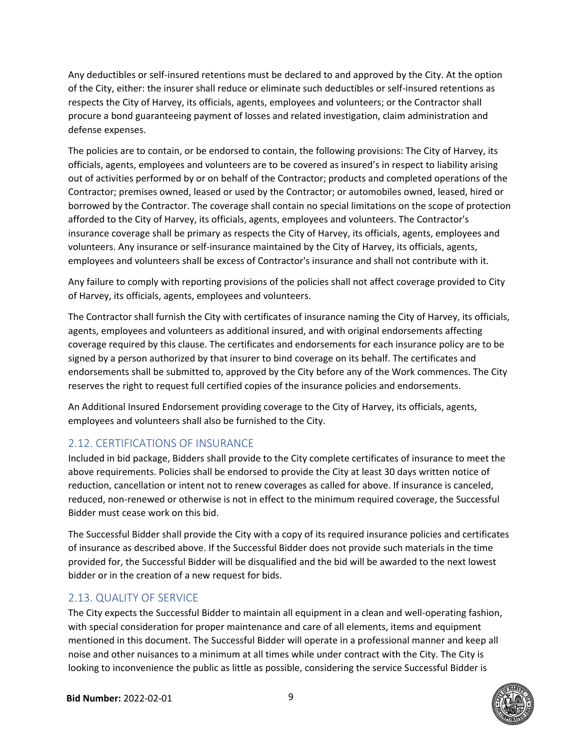Any deductibles or self-insured retentions must be declared to and approved by the City. At the option of the City, either: the insurer shall reduce or eliminate such deductibles or self-insured retentions as respects the City of Harvey, its officials, agents, employees and volunteers; or the Contractor shall procure a bond guaranteeing payment of losses and related investigation, claim administration and defense expenses.

The policies are to contain, or be endorsed to contain, the following provisions: The City of Harvey, its officials, agents, employees and volunteers are to be covered as insured's in respect to liability arising out of activities performed by or on behalf of the Contractor; products and completed operations of the Contractor; premises owned, leased or used by the Contractor; or automobiles owned, leased, hired or borrowed by the Contractor. The coverage shall contain no special limitations on the scope of protection afforded to the City of Harvey, its officials, agents, employees and volunteers. The Contractor's insurance coverage shall be primary as respects the City of Harvey, its officials, agents, employees and volunteers. Any insurance or self-insurance maintained by the City of Harvey, its officials, agents, employees and volunteers shall be excess of Contractor's insurance and shall not contribute with it.

Any failure to comply with reporting provisions of the policies shall not affect coverage provided to City of Harvey, its officials, agents, employees and volunteers.

The Contractor shall furnish the City with certificates of insurance naming the City of Harvey, its officials, agents, employees and volunteers as additional insured, and with original endorsements affecting coverage required by this clause. The certificates and endorsements for each insurance policy are to be signed by a person authorized by that insurer to bind coverage on its behalf. The certificates and endorsements shall be submitted to, approved by the City before any of the Work commences. The City reserves the right to request full certified copies of the insurance policies and endorsements.

An Additional Insured Endorsement providing coverage to the City of Harvey, its officials, agents, employees and volunteers shall also be furnished to the City.

## 2.12. CERTIFICATIONS OF INSURANCE

Included in bid package, Bidders shall provide to the City complete certificates of insurance to meet the above requirements. Policies shall be endorsed to provide the City at least 30 days written notice of reduction, cancellation or intent not to renew coverages as called for above. If insurance is canceled, reduced, non-renewed or otherwise is not in effect to the minimum required coverage, the Successful Bidder must cease work on this bid.

The Successful Bidder shall provide the City with a copy of its required insurance policies and certificates of insurance as described above. If the Successful Bidder does not provide such materials in the time provided for, the Successful Bidder will be disqualified and the bid will be awarded to the next lowest bidder or in the creation of a new request for bids.

## 2.13. QUALITY OF SERVICE

The City expects the Successful Bidder to maintain all equipment in a clean and well-operating fashion, with special consideration for proper maintenance and care of all elements, items and equipment mentioned in this document. The Successful Bidder will operate in a professional manner and keep all noise and other nuisances to a minimum at all times while under contract with the City. The City is looking to inconvenience the public as little as possible, considering the service Successful Bidder is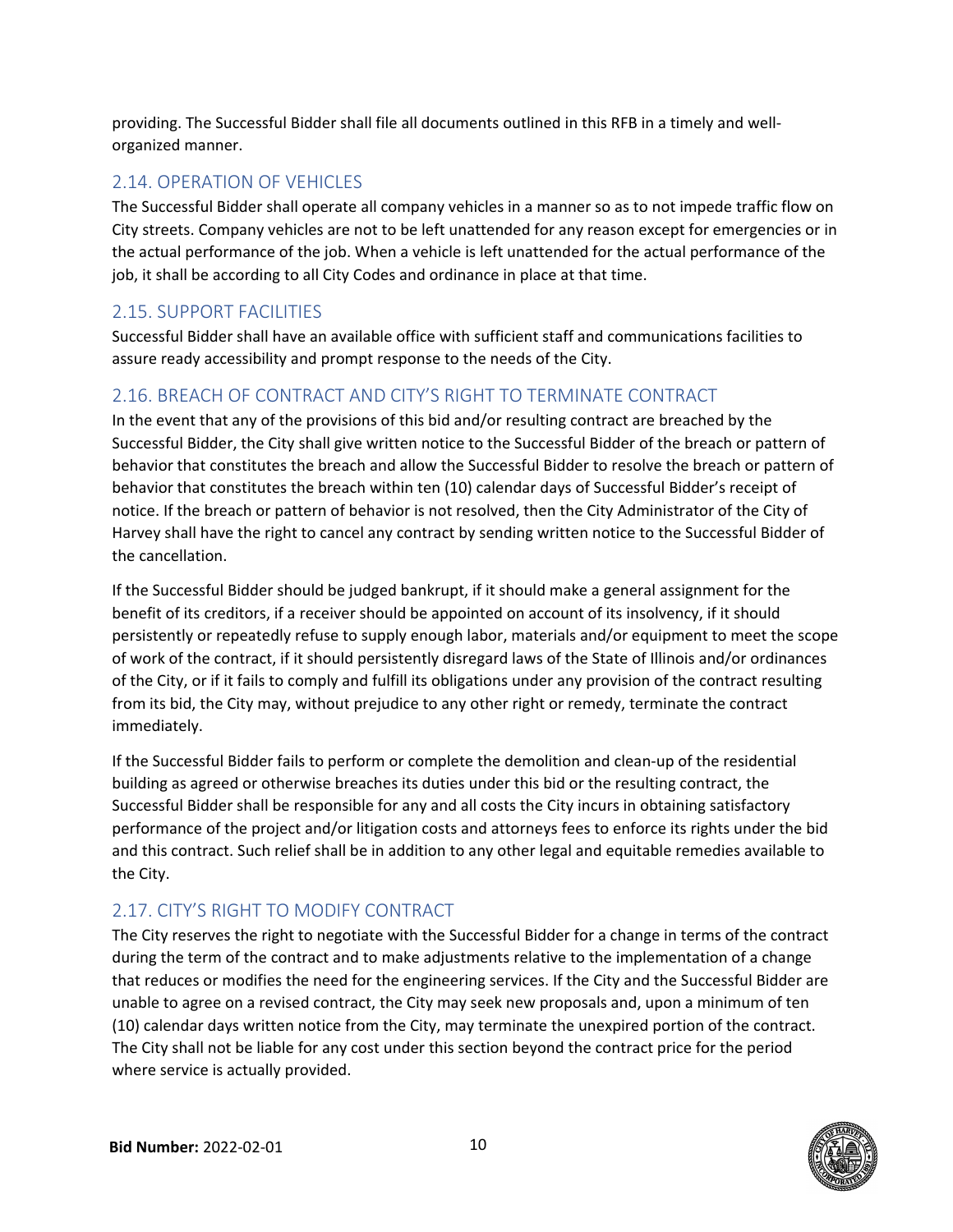providing. The Successful Bidder shall file all documents outlined in this RFB in a timely and well-organized manner.

## 2.14. OPERATION OF VEHICLES

The Successful Bidder shall operate all company vehicles in a manner so as to not impede traffic flow on City streets. Company vehicles are not to be left unattended for any reason except for emergencies or in the actual performance of the job. When a vehicle is left unattended for the actual performance of the job, it shall be according to all City Codes and ordinance in place at that time.

## 2.15. SUPPORT FACILITIES

Successful Bidder shall have an available office with sufficient staff and communications facilities to assure ready accessibility and prompt response to the needs of the City.

## 2.16. BREACH OF CONTRACT AND CITY'S RIGHT TO TERMINATE CONTRACT

In the event that any of the provisions of this bid and/or resulting contract are breached by the Successful Bidder, the City shall give written notice to the Successful Bidder of the breach or pattern of behavior that constitutes the breach and allow the Successful Bidder to resolve the breach or pattern of behavior that constitutes the breach within ten (10) calendar days of Successful Bidder's receipt of notice. If the breach or pattern of behavior is not resolved, then the City Administrator of the City of Harvey shall have the right to cancel any contract by sending written notice to the Successful Bidder of the cancellation.

If the Successful Bidder should be judged bankrupt, if it should make a general assignment for the benefit of its creditors, if a receiver should be appointed on account of its insolvency, if it should persistently or repeatedly refuse to supply enough labor, materials and/or equipment to meet the scope of work of the contract, if it should persistently disregard laws of the State of Illinois and/or ordinances of the City, or if it fails to comply and fulfill its obligations under any provision of the contract resulting from its bid, the City may, without prejudice to any other right or remedy, terminate the contract immediately.

If the Successful Bidder fails to perform or complete the demolition and clean-up of the residential building as agreed or otherwise breaches its duties under this bid or the resulting contract, the Successful Bidder shall be responsible for any and all costs the City incurs in obtaining satisfactory performance of the project and/or litigation costs and attorneys fees to enforce its rights under the bid and this contract. Such relief shall be in addition to any other legal and equitable remedies available to the City.

## 2.17. CITY'S RIGHT TO MODIFY CONTRACT

The City reserves the right to negotiate with the Successful Bidder for a change in terms of the contract during the term of the contract and to make adjustments relative to the implementation of a change that reduces or modifies the need for the engineering services. If the City and the Successful Bidder are unable to agree on a revised contract, the City may seek new proposals and, upon a minimum of ten (10) calendar days written notice from the City, may terminate the unexpired portion of the contract. The City shall not be liable for any cost under this section beyond the contract price for the period where service is actually provided.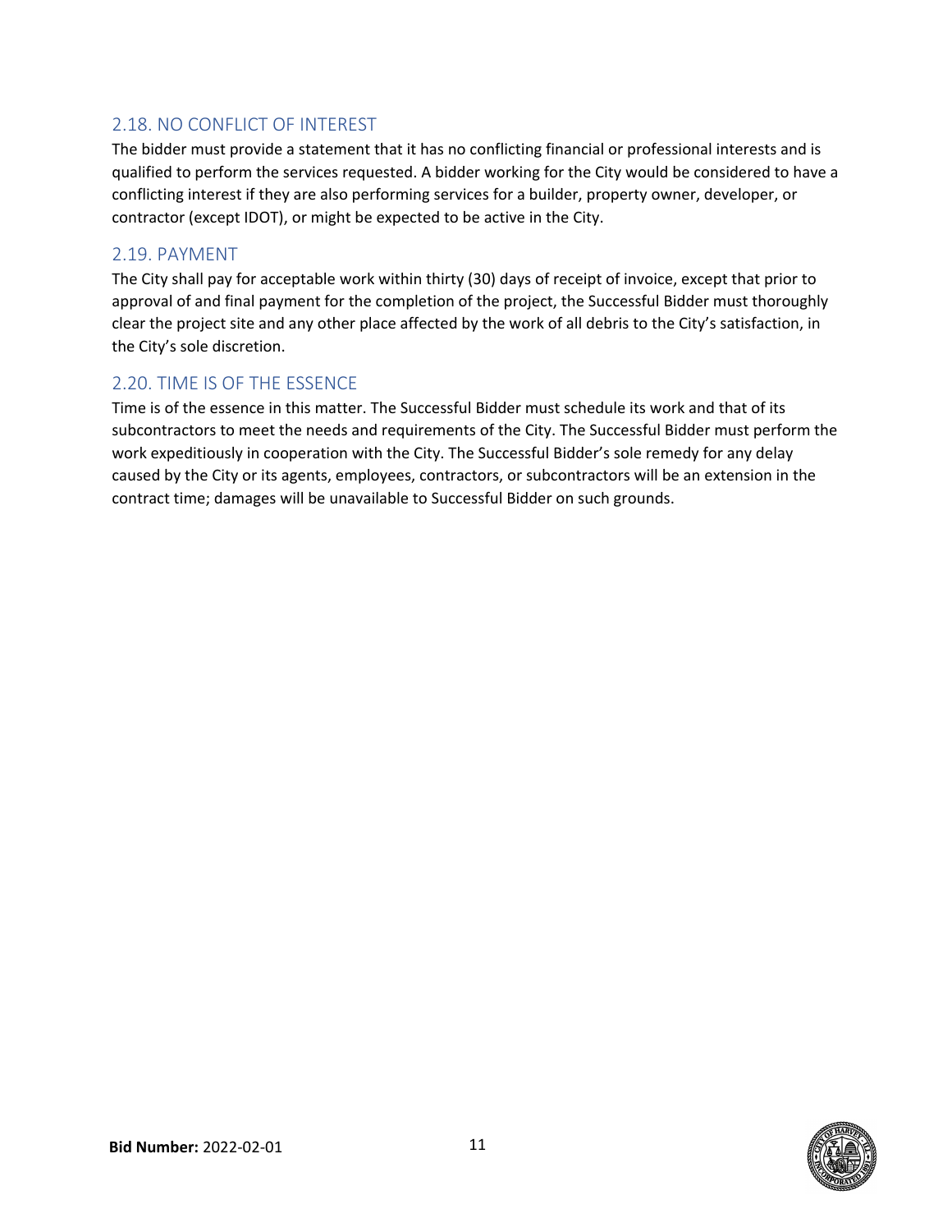## 2.18. NO CONFLICT OF INTEREST

The bidder must provide a statement that it has no conflicting financial or professional interests and is qualified to perform the services requested. A bidder working for the City would be considered to have a conflicting interest if they are also performing services for a builder, property owner, developer, or contractor (except IDOT), or might be expected to be active in the City.

## 2.19. PAYMENT

The City shall pay for acceptable work within thirty (30) days of receipt of invoice, except that prior to approval of and final payment for the completion of the project, the Successful Bidder must thoroughly clear the project site and any other place affected by the work of all debris to the City's satisfaction, in the City's sole discretion.

## 2.20. TIME IS OF THE ESSENCE

Time is of the essence in this matter. The Successful Bidder must schedule its work and that of its subcontractors to meet the needs and requirements of the City. The Successful Bidder must perform the work expeditiously in cooperation with the City. The Successful Bidder's sole remedy for any delay caused by the City or its agents, employees, contractors, or subcontractors will be an extension in the contract time; damages will be unavailable to Successful Bidder on such grounds.